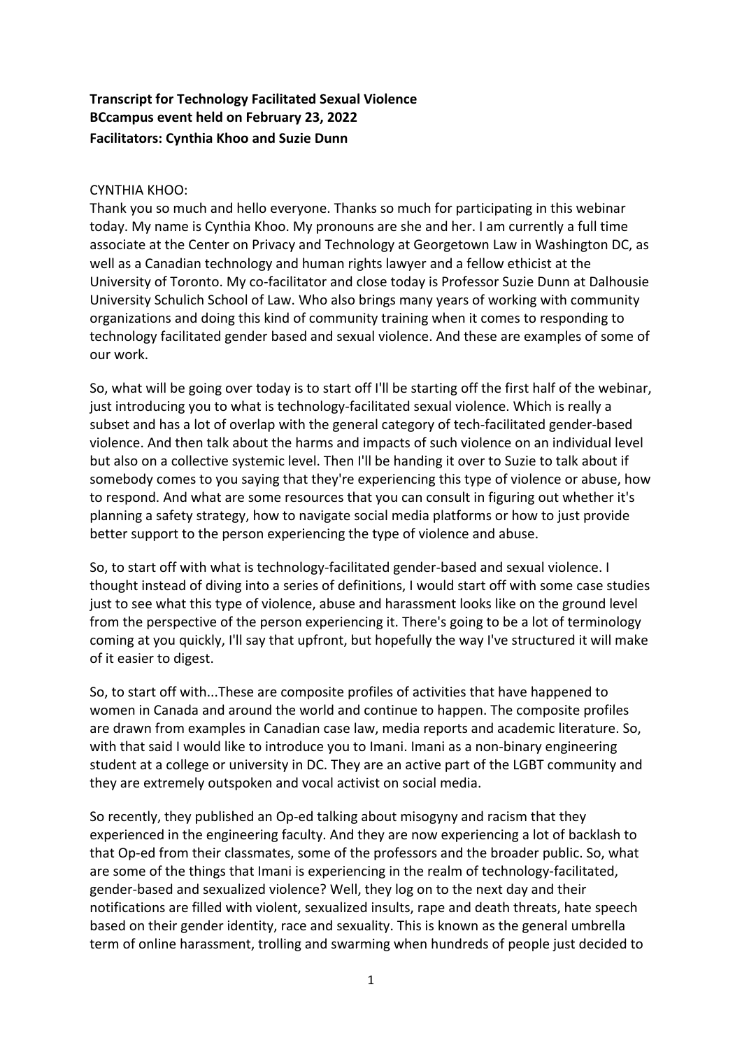**Transcript for Technology Facilitated Sexual Violence**
**BCcampus event held on February 23, 2022**
**Facilitators: Cynthia Khoo and Suzie Dunn**

CYNTHIA KHOO:
Thank you so much and hello everyone. Thanks so much for participating in this webinar today. My name is Cynthia Khoo. My pronouns are she and her. I am currently a full time associate at the Center on Privacy and Technology at Georgetown Law in Washington DC, as well as a Canadian technology and human rights lawyer and a fellow ethicist at the University of Toronto. My co-facilitator and close today is Professor Suzie Dunn at Dalhousie University Schulich School of Law. Who also brings many years of working with community organizations and doing this kind of community training when it comes to responding to technology facilitated gender based and sexual violence. And these are examples of some of our work.

So, what will be going over today is to start off I'll be starting off the first half of the webinar, just introducing you to what is technology-facilitated sexual violence. Which is really a subset and has a lot of overlap with the general category of tech-facilitated gender-based violence. And then talk about the harms and impacts of such violence on an individual level but also on a collective systemic level. Then I'll be handing it over to Suzie to talk about if somebody comes to you saying that they're experiencing this type of violence or abuse, how to respond. And what are some resources that you can consult in figuring out whether it's planning a safety strategy, how to navigate social media platforms or how to just provide better support to the person experiencing the type of violence and abuse.

So, to start off with what is technology-facilitated gender-based and sexual violence. I thought instead of diving into a series of definitions, I would start off with some case studies just to see what this type of violence, abuse and harassment looks like on the ground level from the perspective of the person experiencing it. There's going to be a lot of terminology coming at you quickly, I'll say that upfront, but hopefully the way I've structured it will make of it easier to digest.

So, to start off with...These are composite profiles of activities that have happened to women in Canada and around the world and continue to happen. The composite profiles are drawn from examples in Canadian case law, media reports and academic literature. So, with that said I would like to introduce you to Imani. Imani as a non-binary engineering student at a college or university in DC. They are an active part of the LGBT community and they are extremely outspoken and vocal activist on social media.

So recently, they published an Op-ed talking about misogyny and racism that they experienced in the engineering faculty. And they are now experiencing a lot of backlash to that Op-ed from their classmates, some of the professors and the broader public. So, what are some of the things that Imani is experiencing in the realm of technology-facilitated, gender-based and sexualized violence? Well, they log on to the next day and their notifications are filled with violent, sexualized insults, rape and death threats, hate speech based on their gender identity, race and sexuality. This is known as the general umbrella term of online harassment, trolling and swarming when hundreds of people just decided to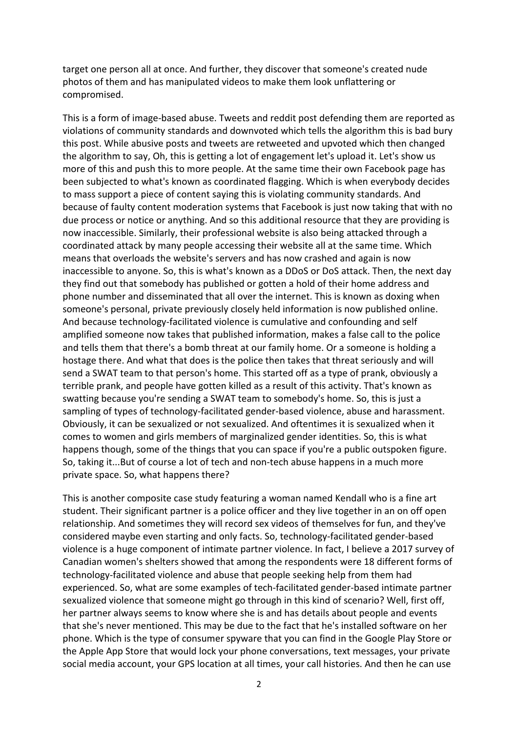target one person all at once. And further, they discover that someone's created nude photos of them and has manipulated videos to make them look unflattering or compromised.

This is a form of image-based abuse. Tweets and reddit post defending them are reported as violations of community standards and downvoted which tells the algorithm this is bad bury this post. While abusive posts and tweets are retweeted and upvoted which then changed the algorithm to say, Oh, this is getting a lot of engagement let's upload it. Let's show us more of this and push this to more people. At the same time their own Facebook page has been subjected to what's known as coordinated flagging. Which is when everybody decides to mass support a piece of content saying this is violating community standards. And because of faulty content moderation systems that Facebook is just now taking that with no due process or notice or anything. And so this additional resource that they are providing is now inaccessible. Similarly, their professional website is also being attacked through a coordinated attack by many people accessing their website all at the same time. Which means that overloads the website's servers and has now crashed and again is now inaccessible to anyone. So, this is what's known as a DDoS or DoS attack. Then, the next day they find out that somebody has published or gotten a hold of their home address and phone number and disseminated that all over the internet. This is known as doxing when someone's personal, private previously closely held information is now published online. And because technology-facilitated violence is cumulative and confounding and self amplified someone now takes that published information, makes a false call to the police and tells them that there's a bomb threat at our family home. Or a someone is holding a hostage there. And what that does is the police then takes that threat seriously and will send a SWAT team to that person's home. This started off as a type of prank, obviously a terrible prank, and people have gotten killed as a result of this activity. That's known as swatting because you're sending a SWAT team to somebody's home. So, this is just a sampling of types of technology-facilitated gender-based violence, abuse and harassment. Obviously, it can be sexualized or not sexualized. And oftentimes it is sexualized when it comes to women and girls members of marginalized gender identities. So, this is what happens though, some of the things that you can space if you're a public outspoken figure. So, taking it...But of course a lot of tech and non-tech abuse happens in a much more private space. So, what happens there?

This is another composite case study featuring a woman named Kendall who is a fine art student. Their significant partner is a police officer and they live together in an on off open relationship. And sometimes they will record sex videos of themselves for fun, and they've considered maybe even starting and only facts. So, technology-facilitated gender-based violence is a huge component of intimate partner violence. In fact, I believe a 2017 survey of Canadian women's shelters showed that among the respondents were 18 different forms of technology-facilitated violence and abuse that people seeking help from them had experienced. So, what are some examples of tech-facilitated gender-based intimate partner sexualized violence that someone might go through in this kind of scenario? Well, first off, her partner always seems to know where she is and has details about people and events that she's never mentioned. This may be due to the fact that he's installed software on her phone. Which is the type of consumer spyware that you can find in the Google Play Store or the Apple App Store that would lock your phone conversations, text messages, your private social media account, your GPS location at all times, your call histories. And then he can use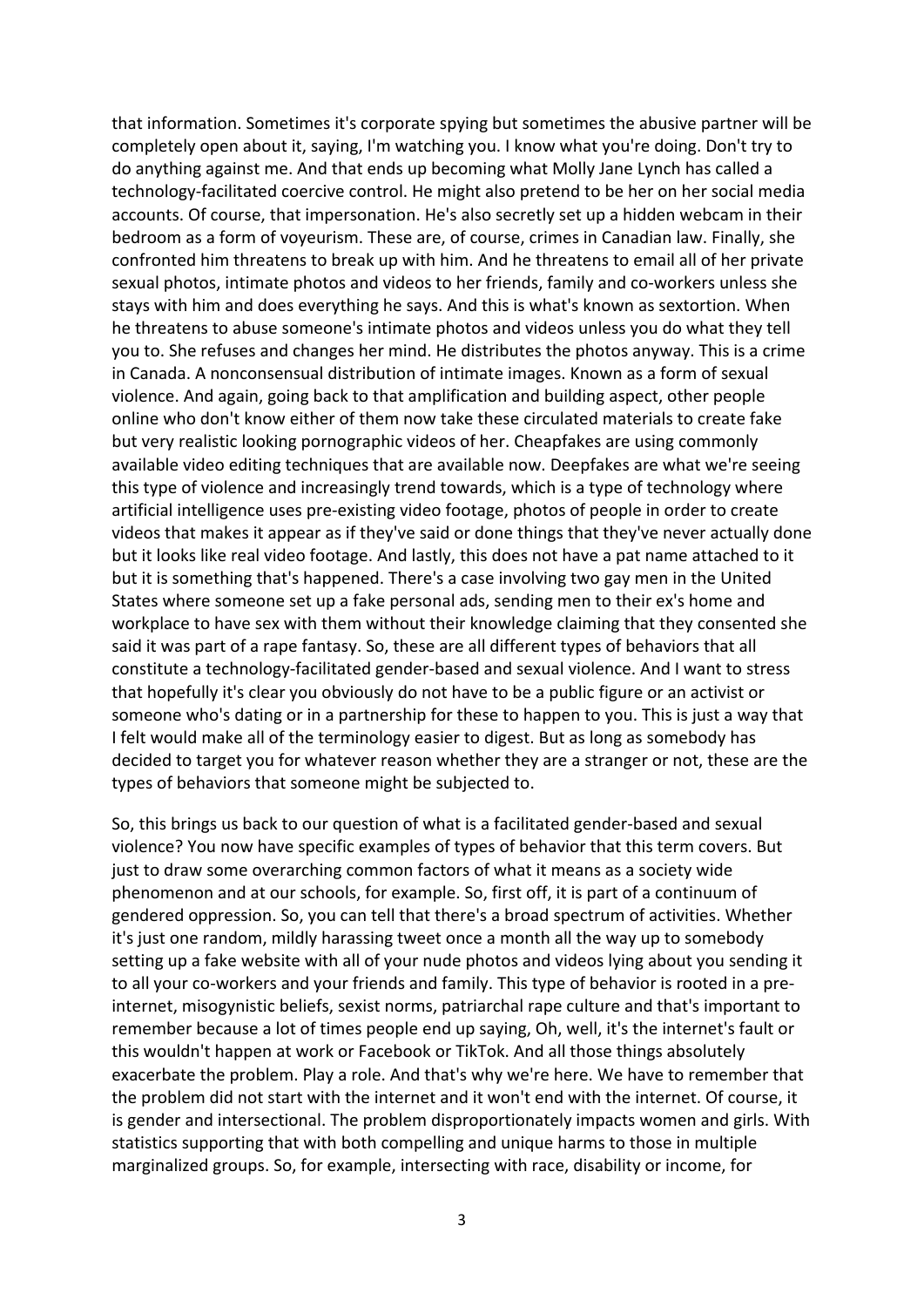that information. Sometimes it's corporate spying but sometimes the abusive partner will be completely open about it, saying, I'm watching you. I know what you're doing. Don't try to do anything against me. And that ends up becoming what Molly Jane Lynch has called a technology-facilitated coercive control. He might also pretend to be her on her social media accounts. Of course, that impersonation. He's also secretly set up a hidden webcam in their bedroom as a form of voyeurism. These are, of course, crimes in Canadian law. Finally, she confronted him threatens to break up with him. And he threatens to email all of her private sexual photos, intimate photos and videos to her friends, family and co-workers unless she stays with him and does everything he says. And this is what's known as sextortion. When he threatens to abuse someone's intimate photos and videos unless you do what they tell you to. She refuses and changes her mind. He distributes the photos anyway. This is a crime in Canada. A nonconsensual distribution of intimate images. Known as a form of sexual violence. And again, going back to that amplification and building aspect, other people online who don't know either of them now take these circulated materials to create fake but very realistic looking pornographic videos of her. Cheapfakes are using commonly available video editing techniques that are available now. Deepfakes are what we're seeing this type of violence and increasingly trend towards, which is a type of technology where artificial intelligence uses pre-existing video footage, photos of people in order to create videos that makes it appear as if they've said or done things that they've never actually done but it looks like real video footage. And lastly, this does not have a pat name attached to it but it is something that's happened. There's a case involving two gay men in the United States where someone set up a fake personal ads, sending men to their ex's home and workplace to have sex with them without their knowledge claiming that they consented she said it was part of a rape fantasy. So, these are all different types of behaviors that all constitute a technology-facilitated gender-based and sexual violence. And I want to stress that hopefully it's clear you obviously do not have to be a public figure or an activist or someone who's dating or in a partnership for these to happen to you. This is just a way that I felt would make all of the terminology easier to digest. But as long as somebody has decided to target you for whatever reason whether they are a stranger or not, these are the types of behaviors that someone might be subjected to.

So, this brings us back to our question of what is a facilitated gender-based and sexual violence? You now have specific examples of types of behavior that this term covers. But just to draw some overarching common factors of what it means as a society wide phenomenon and at our schools, for example. So, first off, it is part of a continuum of gendered oppression. So, you can tell that there's a broad spectrum of activities. Whether it's just one random, mildly harassing tweet once a month all the way up to somebody setting up a fake website with all of your nude photos and videos lying about you sending it to all your co-workers and your friends and family. This type of behavior is rooted in a pre-internet, misogynistic beliefs, sexist norms, patriarchal rape culture and that's important to remember because a lot of times people end up saying, Oh, well, it's the internet's fault or this wouldn't happen at work or Facebook or TikTok. And all those things absolutely exacerbate the problem. Play a role. And that's why we're here. We have to remember that the problem did not start with the internet and it won't end with the internet. Of course, it is gender and intersectional. The problem disproportionately impacts women and girls. With statistics supporting that with both compelling and unique harms to those in multiple marginalized groups. So, for example, intersecting with race, disability or income, for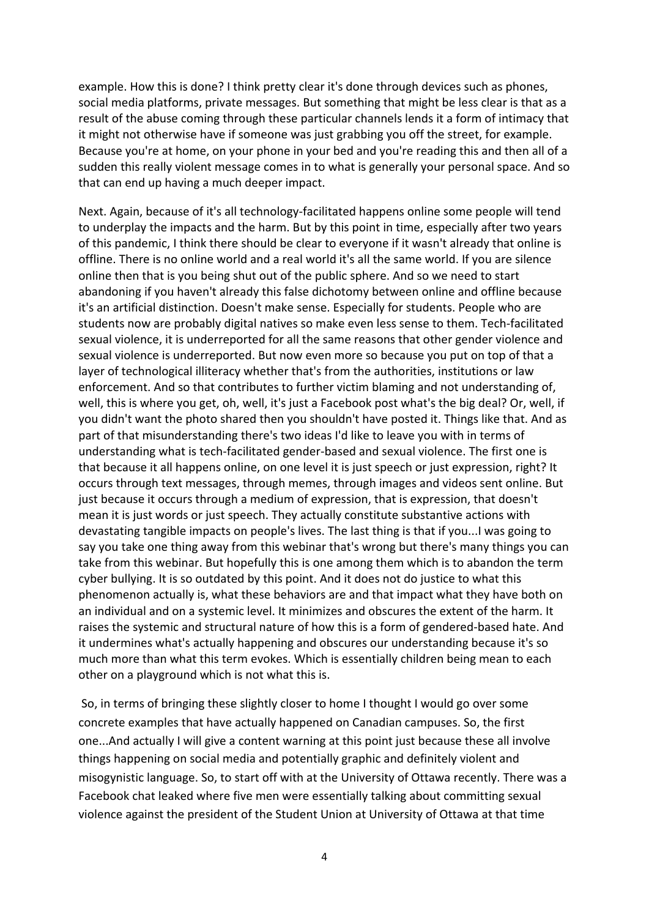example. How this is done? I think pretty clear it's done through devices such as phones, social media platforms, private messages. But something that might be less clear is that as a result of the abuse coming through these particular channels lends it a form of intimacy that it might not otherwise have if someone was just grabbing you off the street, for example. Because you're at home, on your phone in your bed and you're reading this and then all of a sudden this really violent message comes in to what is generally your personal space. And so that can end up having a much deeper impact.

Next. Again, because of it's all technology-facilitated happens online some people will tend to underplay the impacts and the harm. But by this point in time, especially after two years of this pandemic, I think there should be clear to everyone if it wasn't already that online is offline. There is no online world and a real world it's all the same world. If you are silence online then that is you being shut out of the public sphere. And so we need to start abandoning if you haven't already this false dichotomy between online and offline because it's an artificial distinction. Doesn't make sense. Especially for students. People who are students now are probably digital natives so make even less sense to them. Tech-facilitated sexual violence, it is underreported for all the same reasons that other gender violence and sexual violence is underreported. But now even more so because you put on top of that a layer of technological illiteracy whether that's from the authorities, institutions or law enforcement. And so that contributes to further victim blaming and not understanding of, well, this is where you get, oh, well, it's just a Facebook post what's the big deal? Or, well, if you didn't want the photo shared then you shouldn't have posted it. Things like that. And as part of that misunderstanding there's two ideas I'd like to leave you with in terms of understanding what is tech-facilitated gender-based and sexual violence. The first one is that because it all happens online, on one level it is just speech or just expression, right? It occurs through text messages, through memes, through images and videos sent online. But just because it occurs through a medium of expression, that is expression, that doesn't mean it is just words or just speech. They actually constitute substantive actions with devastating tangible impacts on people's lives. The last thing is that if you...I was going to say you take one thing away from this webinar that's wrong but there's many things you can take from this webinar. But hopefully this is one among them which is to abandon the term cyber bullying. It is so outdated by this point. And it does not do justice to what this phenomenon actually is, what these behaviors are and that impact what they have both on an individual and on a systemic level. It minimizes and obscures the extent of the harm. It raises the systemic and structural nature of how this is a form of gendered-based hate. And it undermines what's actually happening and obscures our understanding because it's so much more than what this term evokes. Which is essentially children being mean to each other on a playground which is not what this is.

So, in terms of bringing these slightly closer to home I thought I would go over some concrete examples that have actually happened on Canadian campuses. So, the first one...And actually I will give a content warning at this point just because these all involve things happening on social media and potentially graphic and definitely violent and misogynistic language. So, to start off with at the University of Ottawa recently. There was a Facebook chat leaked where five men were essentially talking about committing sexual violence against the president of the Student Union at University of Ottawa at that time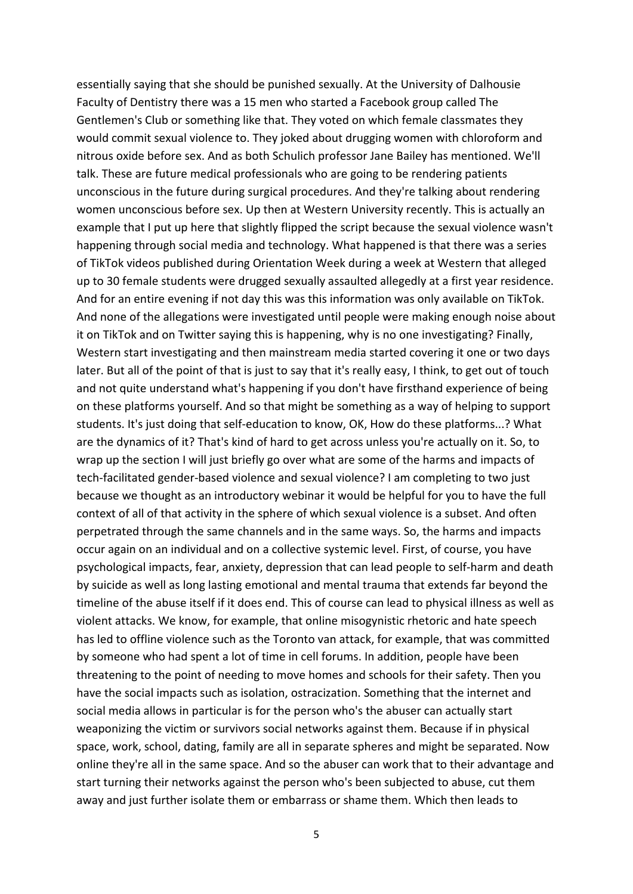essentially saying that she should be punished sexually. At the University of Dalhousie Faculty of Dentistry there was a 15 men who started a Facebook group called The Gentlemen's Club or something like that. They voted on which female classmates they would commit sexual violence to. They joked about drugging women with chloroform and nitrous oxide before sex. And as both Schulich professor Jane Bailey has mentioned. We'll talk. These are future medical professionals who are going to be rendering patients unconscious in the future during surgical procedures. And they're talking about rendering women unconscious before sex. Up then at Western University recently. This is actually an example that I put up here that slightly flipped the script because the sexual violence wasn't happening through social media and technology. What happened is that there was a series of TikTok videos published during Orientation Week during a week at Western that alleged up to 30 female students were drugged sexually assaulted allegedly at a first year residence. And for an entire evening if not day this was this information was only available on TikTok. And none of the allegations were investigated until people were making enough noise about it on TikTok and on Twitter saying this is happening, why is no one investigating? Finally, Western start investigating and then mainstream media started covering it one or two days later. But all of the point of that is just to say that it's really easy, I think, to get out of touch and not quite understand what's happening if you don't have firsthand experience of being on these platforms yourself. And so that might be something as a way of helping to support students. It's just doing that self-education to know, OK, How do these platforms...? What are the dynamics of it? That's kind of hard to get across unless you're actually on it. So, to wrap up the section I will just briefly go over what are some of the harms and impacts of tech-facilitated gender-based violence and sexual violence? I am completing to two just because we thought as an introductory webinar it would be helpful for you to have the full context of all of that activity in the sphere of which sexual violence is a subset. And often perpetrated through the same channels and in the same ways. So, the harms and impacts occur again on an individual and on a collective systemic level. First, of course, you have psychological impacts, fear, anxiety, depression that can lead people to self-harm and death by suicide as well as long lasting emotional and mental trauma that extends far beyond the timeline of the abuse itself if it does end. This of course can lead to physical illness as well as violent attacks. We know, for example, that online misogynistic rhetoric and hate speech has led to offline violence such as the Toronto van attack, for example, that was committed by someone who had spent a lot of time in cell forums. In addition, people have been threatening to the point of needing to move homes and schools for their safety. Then you have the social impacts such as isolation, ostracization. Something that the internet and social media allows in particular is for the person who's the abuser can actually start weaponizing the victim or survivors social networks against them. Because if in physical space, work, school, dating, family are all in separate spheres and might be separated. Now online they're all in the same space. And so the abuser can work that to their advantage and start turning their networks against the person who's been subjected to abuse, cut them away and just further isolate them or embarrass or shame them. Which then leads to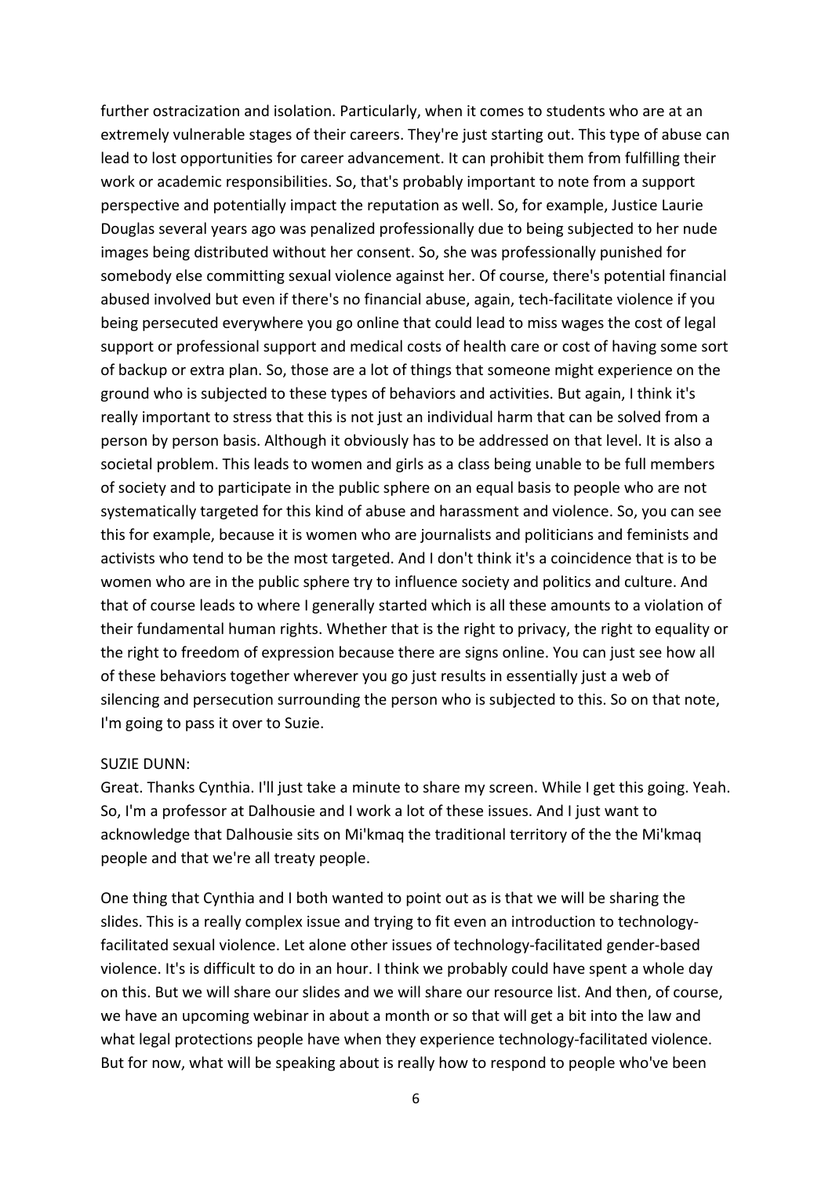further ostracization and isolation. Particularly, when it comes to students who are at an extremely vulnerable stages of their careers. They're just starting out. This type of abuse can lead to lost opportunities for career advancement. It can prohibit them from fulfilling their work or academic responsibilities. So, that's probably important to note from a support perspective and potentially impact the reputation as well. So, for example, Justice Laurie Douglas several years ago was penalized professionally due to being subjected to her nude images being distributed without her consent. So, she was professionally punished for somebody else committing sexual violence against her. Of course, there's potential financial abused involved but even if there's no financial abuse, again, tech-facilitate violence if you being persecuted everywhere you go online that could lead to miss wages the cost of legal support or professional support and medical costs of health care or cost of having some sort of backup or extra plan. So, those are a lot of things that someone might experience on the ground who is subjected to these types of behaviors and activities. But again, I think it's really important to stress that this is not just an individual harm that can be solved from a person by person basis. Although it obviously has to be addressed on that level. It is also a societal problem. This leads to women and girls as a class being unable to be full members of society and to participate in the public sphere on an equal basis to people who are not systematically targeted for this kind of abuse and harassment and violence. So, you can see this for example, because it is women who are journalists and politicians and feminists and activists who tend to be the most targeted. And I don't think it's a coincidence that is to be women who are in the public sphere try to influence society and politics and culture. And that of course leads to where I generally started which is all these amounts to a violation of their fundamental human rights. Whether that is the right to privacy, the right to equality or the right to freedom of expression because there are signs online. You can just see how all of these behaviors together wherever you go just results in essentially just a web of silencing and persecution surrounding the person who is subjected to this. So on that note, I'm going to pass it over to Suzie.

SUZIE DUNN:
Great. Thanks Cynthia. I'll just take a minute to share my screen. While I get this going. Yeah. So, I'm a professor at Dalhousie and I work a lot of these issues. And I just want to acknowledge that Dalhousie sits on Mi'kmaq the traditional territory of the the Mi'kmaq people and that we're all treaty people.

One thing that Cynthia and I both wanted to point out as is that we will be sharing the slides. This is a really complex issue and trying to fit even an introduction to technology-facilitated sexual violence. Let alone other issues of technology-facilitated gender-based violence. It's is difficult to do in an hour. I think we probably could have spent a whole day on this. But we will share our slides and we will share our resource list. And then, of course, we have an upcoming webinar in about a month or so that will get a bit into the law and what legal protections people have when they experience technology-facilitated violence. But for now, what will be speaking about is really how to respond to people who've been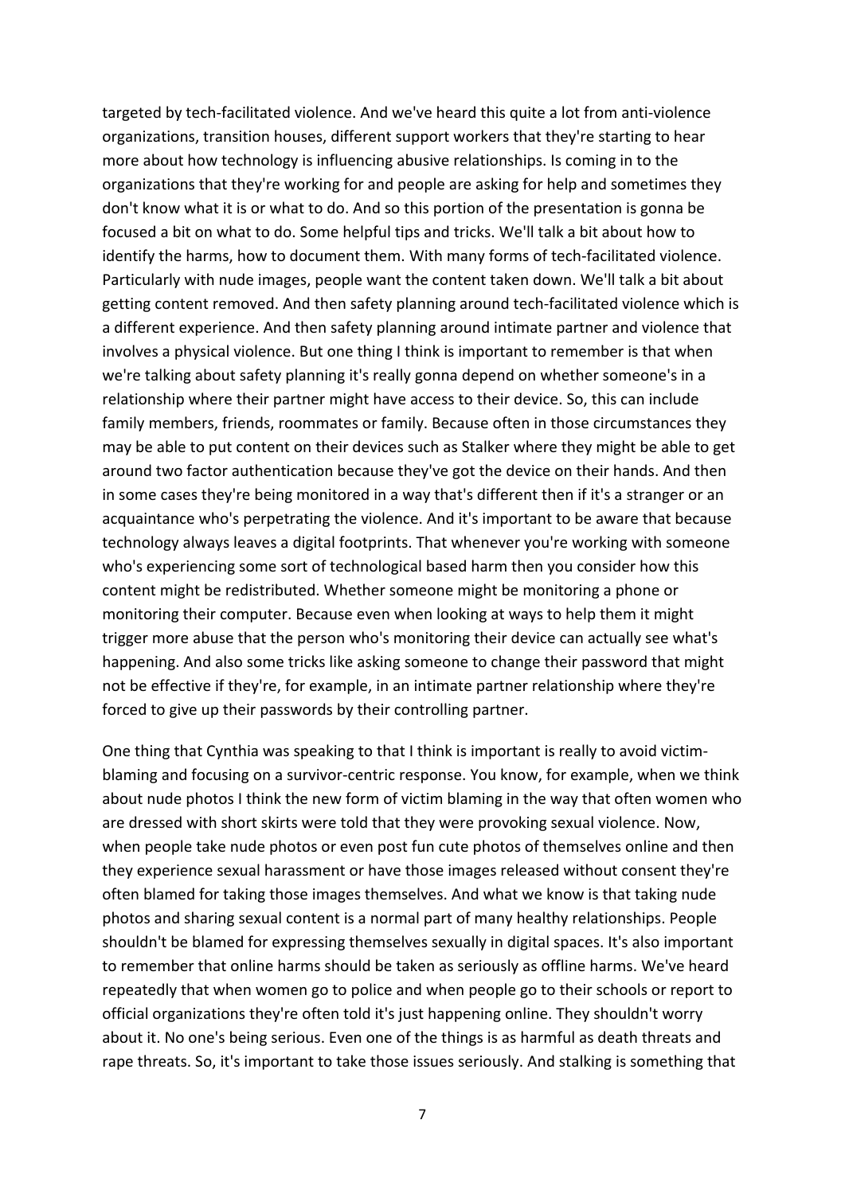targeted by tech-facilitated violence. And we've heard this quite a lot from anti-violence organizations, transition houses, different support workers that they're starting to hear more about how technology is influencing abusive relationships. Is coming in to the organizations that they're working for and people are asking for help and sometimes they don't know what it is or what to do. And so this portion of the presentation is gonna be focused a bit on what to do. Some helpful tips and tricks. We'll talk a bit about how to identify the harms, how to document them. With many forms of tech-facilitated violence. Particularly with nude images, people want the content taken down. We'll talk a bit about getting content removed. And then safety planning around tech-facilitated violence which is a different experience. And then safety planning around intimate partner and violence that involves a physical violence. But one thing I think is important to remember is that when we're talking about safety planning it's really gonna depend on whether someone's in a relationship where their partner might have access to their device. So, this can include family members, friends, roommates or family. Because often in those circumstances they may be able to put content on their devices such as Stalker where they might be able to get around two factor authentication because they've got the device on their hands. And then in some cases they're being monitored in a way that's different then if it's a stranger or an acquaintance who's perpetrating the violence. And it's important to be aware that because technology always leaves a digital footprints. That whenever you're working with someone who's experiencing some sort of technological based harm then you consider how this content might be redistributed. Whether someone might be monitoring a phone or monitoring their computer. Because even when looking at ways to help them it might trigger more abuse that the person who's monitoring their device can actually see what's happening. And also some tricks like asking someone to change their password that might not be effective if they're, for example, in an intimate partner relationship where they're forced to give up their passwords by their controlling partner.

One thing that Cynthia was speaking to that I think is important is really to avoid victim-blaming and focusing on a survivor-centric response. You know, for example, when we think about nude photos I think the new form of victim blaming in the way that often women who are dressed with short skirts were told that they were provoking sexual violence. Now, when people take nude photos or even post fun cute photos of themselves online and then they experience sexual harassment or have those images released without consent they're often blamed for taking those images themselves. And what we know is that taking nude photos and sharing sexual content is a normal part of many healthy relationships. People shouldn't be blamed for expressing themselves sexually in digital spaces. It's also important to remember that online harms should be taken as seriously as offline harms. We've heard repeatedly that when women go to police and when people go to their schools or report to official organizations they're often told it's just happening online. They shouldn't worry about it. No one's being serious. Even one of the things is as harmful as death threats and rape threats. So, it's important to take those issues seriously. And stalking is something that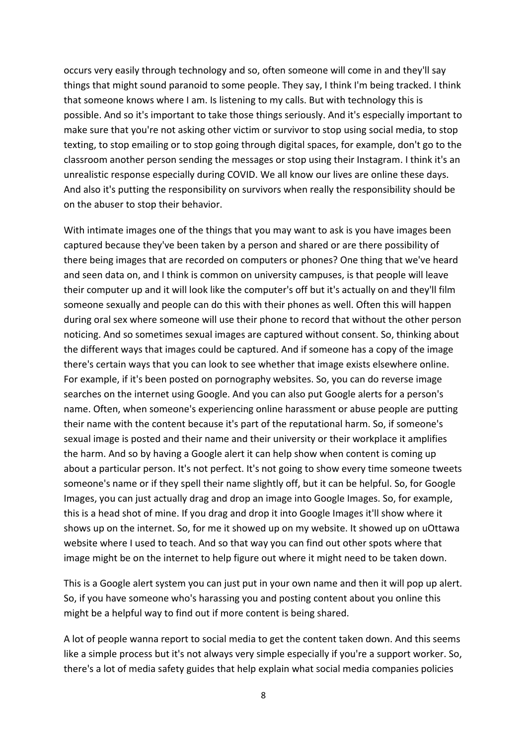occurs very easily through technology and so, often someone will come in and they'll say things that might sound paranoid to some people. They say, I think I'm being tracked. I think that someone knows where I am. Is listening to my calls. But with technology this is possible. And so it's important to take those things seriously. And it's especially important to make sure that you're not asking other victim or survivor to stop using social media, to stop texting, to stop emailing or to stop going through digital spaces, for example, don't go to the classroom another person sending the messages or stop using their Instagram. I think it's an unrealistic response especially during COVID. We all know our lives are online these days. And also it's putting the responsibility on survivors when really the responsibility should be on the abuser to stop their behavior.

With intimate images one of the things that you may want to ask is you have images been captured because they've been taken by a person and shared or are there possibility of there being images that are recorded on computers or phones? One thing that we've heard and seen data on, and I think is common on university campuses, is that people will leave their computer up and it will look like the computer's off but it's actually on and they'll film someone sexually and people can do this with their phones as well. Often this will happen during oral sex where someone will use their phone to record that without the other person noticing. And so sometimes sexual images are captured without consent. So, thinking about the different ways that images could be captured. And if someone has a copy of the image there's certain ways that you can look to see whether that image exists elsewhere online. For example, if it's been posted on pornography websites. So, you can do reverse image searches on the internet using Google. And you can also put Google alerts for a person's name. Often, when someone's experiencing online harassment or abuse people are putting their name with the content because it's part of the reputational harm. So, if someone's sexual image is posted and their name and their university or their workplace it amplifies the harm. And so by having a Google alert it can help show when content is coming up about a particular person. It's not perfect. It's not going to show every time someone tweets someone's name or if they spell their name slightly off, but it can be helpful. So, for Google Images, you can just actually drag and drop an image into Google Images. So, for example, this is a head shot of mine. If you drag and drop it into Google Images it'll show where it shows up on the internet. So, for me it showed up on my website. It showed up on uOttawa website where I used to teach. And so that way you can find out other spots where that image might be on the internet to help figure out where it might need to be taken down.

This is a Google alert system you can just put in your own name and then it will pop up alert. So, if you have someone who's harassing you and posting content about you online this might be a helpful way to find out if more content is being shared.

A lot of people wanna report to social media to get the content taken down. And this seems like a simple process but it's not always very simple especially if you're a support worker. So, there's a lot of media safety guides that help explain what social media companies policies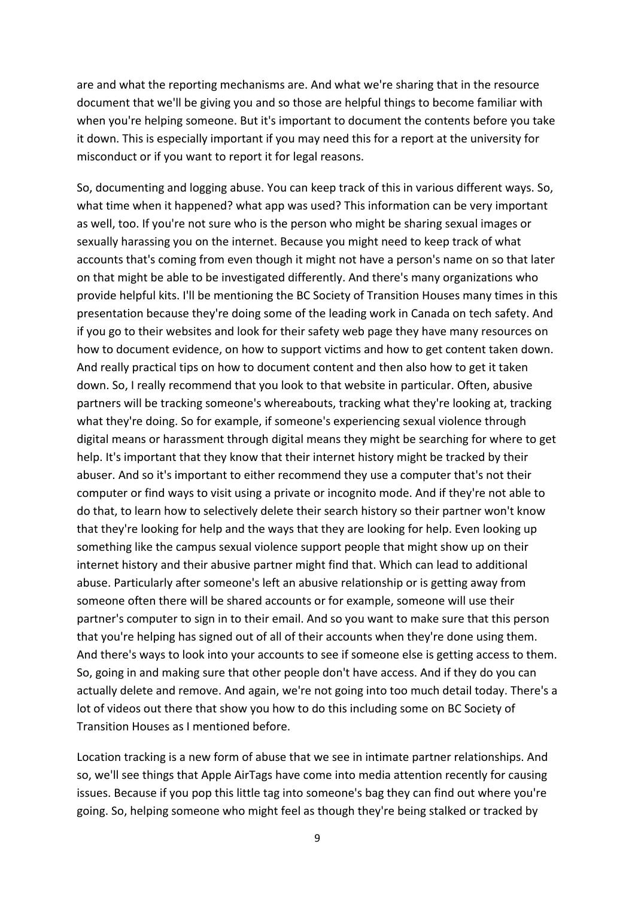are and what the reporting mechanisms are. And what we're sharing that in the resource document that we'll be giving you and so those are helpful things to become familiar with when you're helping someone. But it's important to document the contents before you take it down. This is especially important if you may need this for a report at the university for misconduct or if you want to report it for legal reasons.

So, documenting and logging abuse. You can keep track of this in various different ways. So, what time when it happened? what app was used? This information can be very important as well, too. If you're not sure who is the person who might be sharing sexual images or sexually harassing you on the internet. Because you might need to keep track of what accounts that's coming from even though it might not have a person's name on so that later on that might be able to be investigated differently. And there's many organizations who provide helpful kits. I'll be mentioning the BC Society of Transition Houses many times in this presentation because they're doing some of the leading work in Canada on tech safety. And if you go to their websites and look for their safety web page they have many resources on how to document evidence, on how to support victims and how to get content taken down. And really practical tips on how to document content and then also how to get it taken down. So, I really recommend that you look to that website in particular. Often, abusive partners will be tracking someone's whereabouts, tracking what they're looking at, tracking what they're doing. So for example, if someone's experiencing sexual violence through digital means or harassment through digital means they might be searching for where to get help. It's important that they know that their internet history might be tracked by their abuser. And so it's important to either recommend they use a computer that's not their computer or find ways to visit using a private or incognito mode. And if they're not able to do that, to learn how to selectively delete their search history so their partner won't know that they're looking for help and the ways that they are looking for help. Even looking up something like the campus sexual violence support people that might show up on their internet history and their abusive partner might find that. Which can lead to additional abuse. Particularly after someone's left an abusive relationship or is getting away from someone often there will be shared accounts or for example, someone will use their partner's computer to sign in to their email. And so you want to make sure that this person that you're helping has signed out of all of their accounts when they're done using them. And there's ways to look into your accounts to see if someone else is getting access to them. So, going in and making sure that other people don't have access. And if they do you can actually delete and remove. And again, we're not going into too much detail today. There's a lot of videos out there that show you how to do this including some on BC Society of Transition Houses as I mentioned before.

Location tracking is a new form of abuse that we see in intimate partner relationships. And so, we'll see things that Apple AirTags have come into media attention recently for causing issues. Because if you pop this little tag into someone's bag they can find out where you're going. So, helping someone who might feel as though they're being stalked or tracked by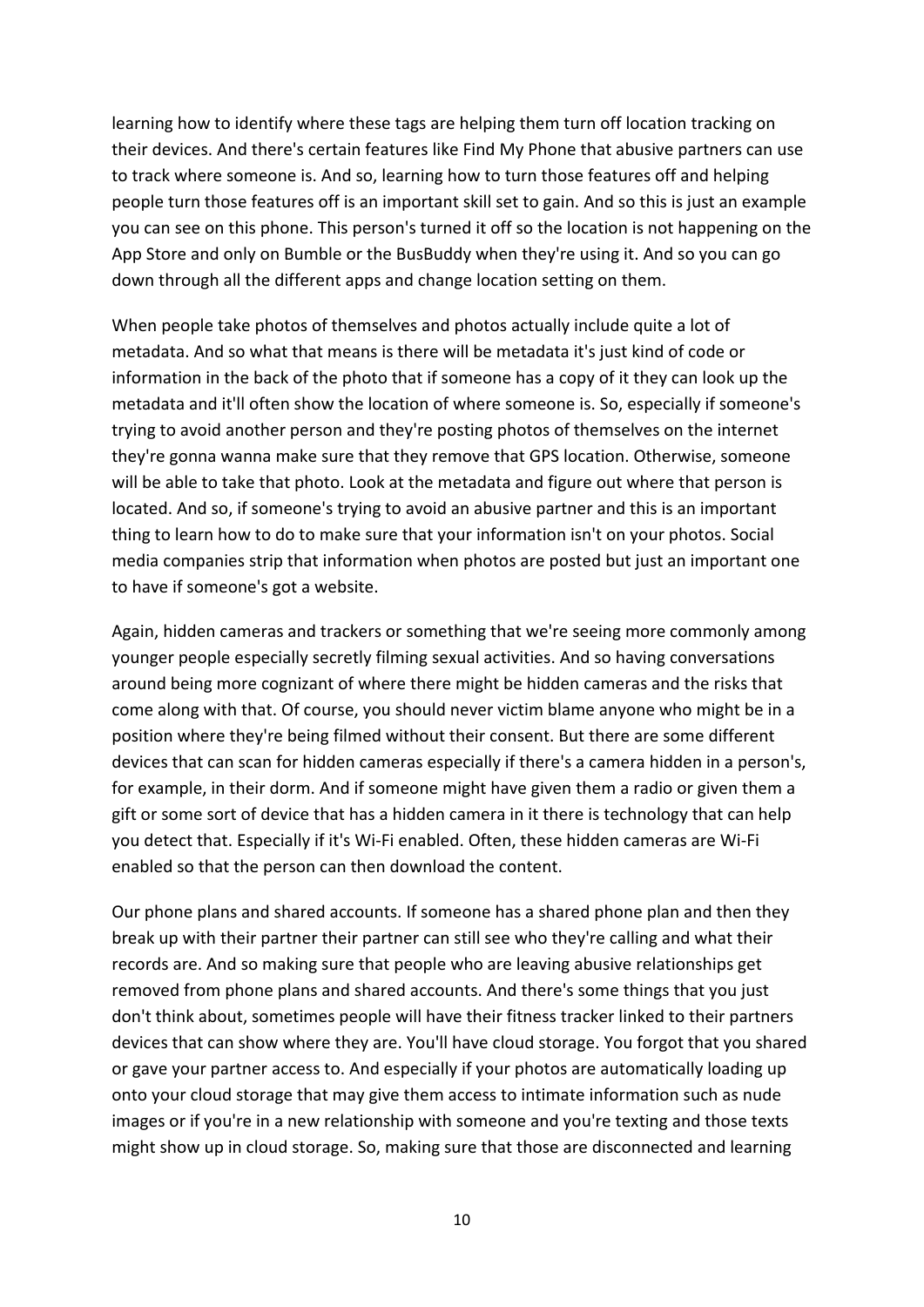learning how to identify where these tags are helping them turn off location tracking on their devices. And there's certain features like Find My Phone that abusive partners can use to track where someone is. And so, learning how to turn those features off and helping people turn those features off is an important skill set to gain. And so this is just an example you can see on this phone. This person's turned it off so the location is not happening on the App Store and only on Bumble or the BusBuddy when they're using it. And so you can go down through all the different apps and change location setting on them.

When people take photos of themselves and photos actually include quite a lot of metadata. And so what that means is there will be metadata it's just kind of code or information in the back of the photo that if someone has a copy of it they can look up the metadata and it'll often show the location of where someone is. So, especially if someone's trying to avoid another person and they're posting photos of themselves on the internet they're gonna wanna make sure that they remove that GPS location. Otherwise, someone will be able to take that photo. Look at the metadata and figure out where that person is located. And so, if someone's trying to avoid an abusive partner and this is an important thing to learn how to do to make sure that your information isn't on your photos. Social media companies strip that information when photos are posted but just an important one to have if someone's got a website.

Again, hidden cameras and trackers or something that we're seeing more commonly among younger people especially secretly filming sexual activities. And so having conversations around being more cognizant of where there might be hidden cameras and the risks that come along with that. Of course, you should never victim blame anyone who might be in a position where they're being filmed without their consent. But there are some different devices that can scan for hidden cameras especially if there's a camera hidden in a person's, for example, in their dorm. And if someone might have given them a radio or given them a gift or some sort of device that has a hidden camera in it there is technology that can help you detect that. Especially if it's Wi-Fi enabled. Often, these hidden cameras are Wi-Fi enabled so that the person can then download the content.

Our phone plans and shared accounts. If someone has a shared phone plan and then they break up with their partner their partner can still see who they're calling and what their records are. And so making sure that people who are leaving abusive relationships get removed from phone plans and shared accounts. And there's some things that you just don't think about, sometimes people will have their fitness tracker linked to their partners devices that can show where they are. You'll have cloud storage. You forgot that you shared or gave your partner access to. And especially if your photos are automatically loading up onto your cloud storage that may give them access to intimate information such as nude images or if you're in a new relationship with someone and you're texting and those texts might show up in cloud storage. So, making sure that those are disconnected and learning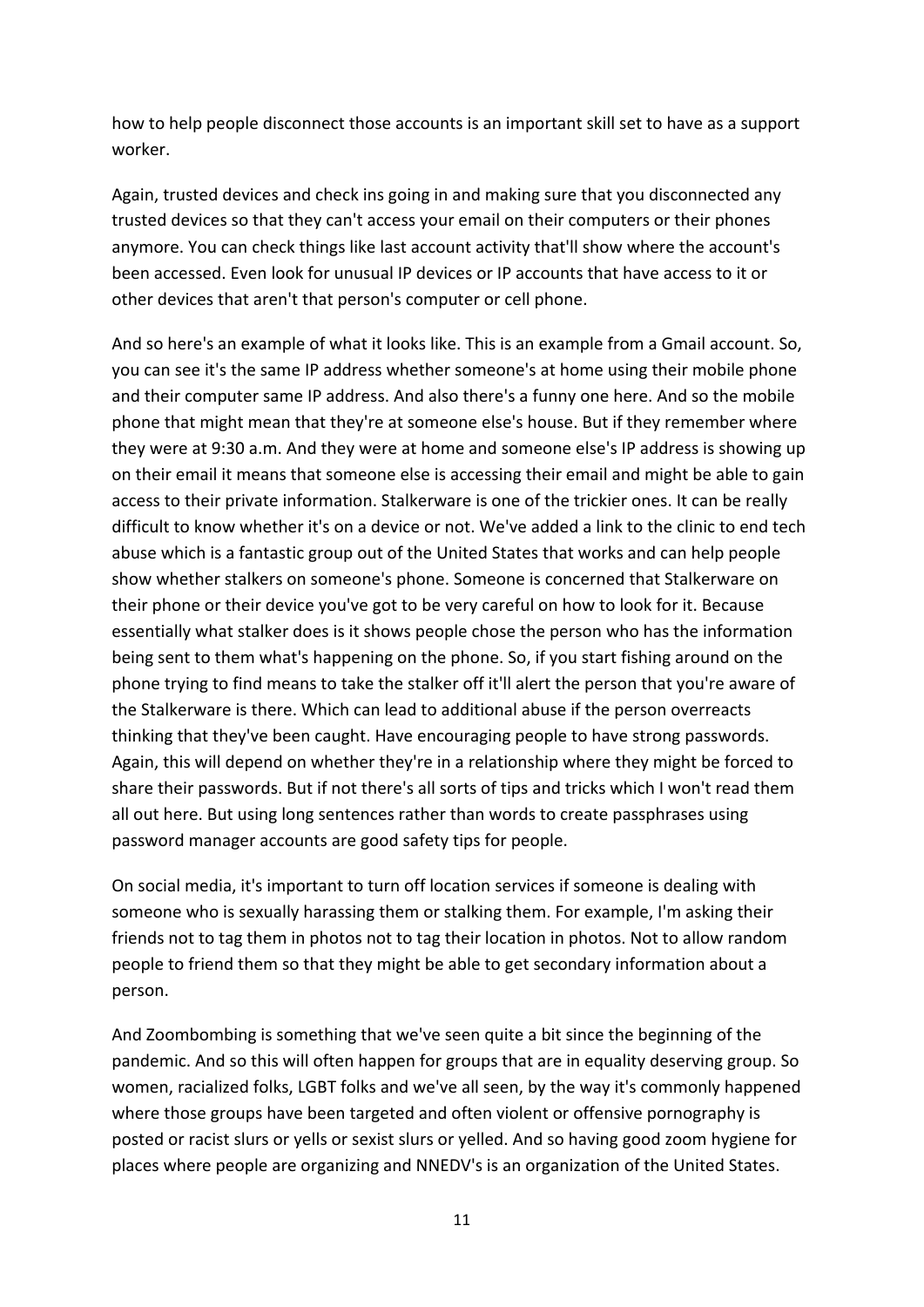how to help people disconnect those accounts is an important skill set to have as a support worker.

Again, trusted devices and check ins going in and making sure that you disconnected any trusted devices so that they can't access your email on their computers or their phones anymore. You can check things like last account activity that'll show where the account's been accessed. Even look for unusual IP devices or IP accounts that have access to it or other devices that aren't that person's computer or cell phone.

And so here's an example of what it looks like. This is an example from a Gmail account. So, you can see it's the same IP address whether someone's at home using their mobile phone and their computer same IP address. And also there's a funny one here. And so the mobile phone that might mean that they're at someone else's house. But if they remember where they were at 9:30 a.m. And they were at home and someone else's IP address is showing up on their email it means that someone else is accessing their email and might be able to gain access to their private information. Stalkerware is one of the trickier ones. It can be really difficult to know whether it's on a device or not. We've added a link to the clinic to end tech abuse which is a fantastic group out of the United States that works and can help people show whether stalkers on someone's phone. Someone is concerned that Stalkerware on their phone or their device you've got to be very careful on how to look for it. Because essentially what stalker does is it shows people chose the person who has the information being sent to them what's happening on the phone. So, if you start fishing around on the phone trying to find means to take the stalker off it'll alert the person that you're aware of the Stalkerware is there. Which can lead to additional abuse if the person overreacts thinking that they've been caught. Have encouraging people to have strong passwords. Again, this will depend on whether they're in a relationship where they might be forced to share their passwords. But if not there's all sorts of tips and tricks which I won't read them all out here. But using long sentences rather than words to create passphrases using password manager accounts are good safety tips for people.

On social media, it's important to turn off location services if someone is dealing with someone who is sexually harassing them or stalking them. For example, I'm asking their friends not to tag them in photos not to tag their location in photos. Not to allow random people to friend them so that they might be able to get secondary information about a person.

And Zoombombing is something that we've seen quite a bit since the beginning of the pandemic. And so this will often happen for groups that are in equality deserving group. So women, racialized folks, LGBT folks and we've all seen, by the way it's commonly happened where those groups have been targeted and often violent or offensive pornography is posted or racist slurs or yells or sexist slurs or yelled. And so having good zoom hygiene for places where people are organizing and NNEDV's is an organization of the United States.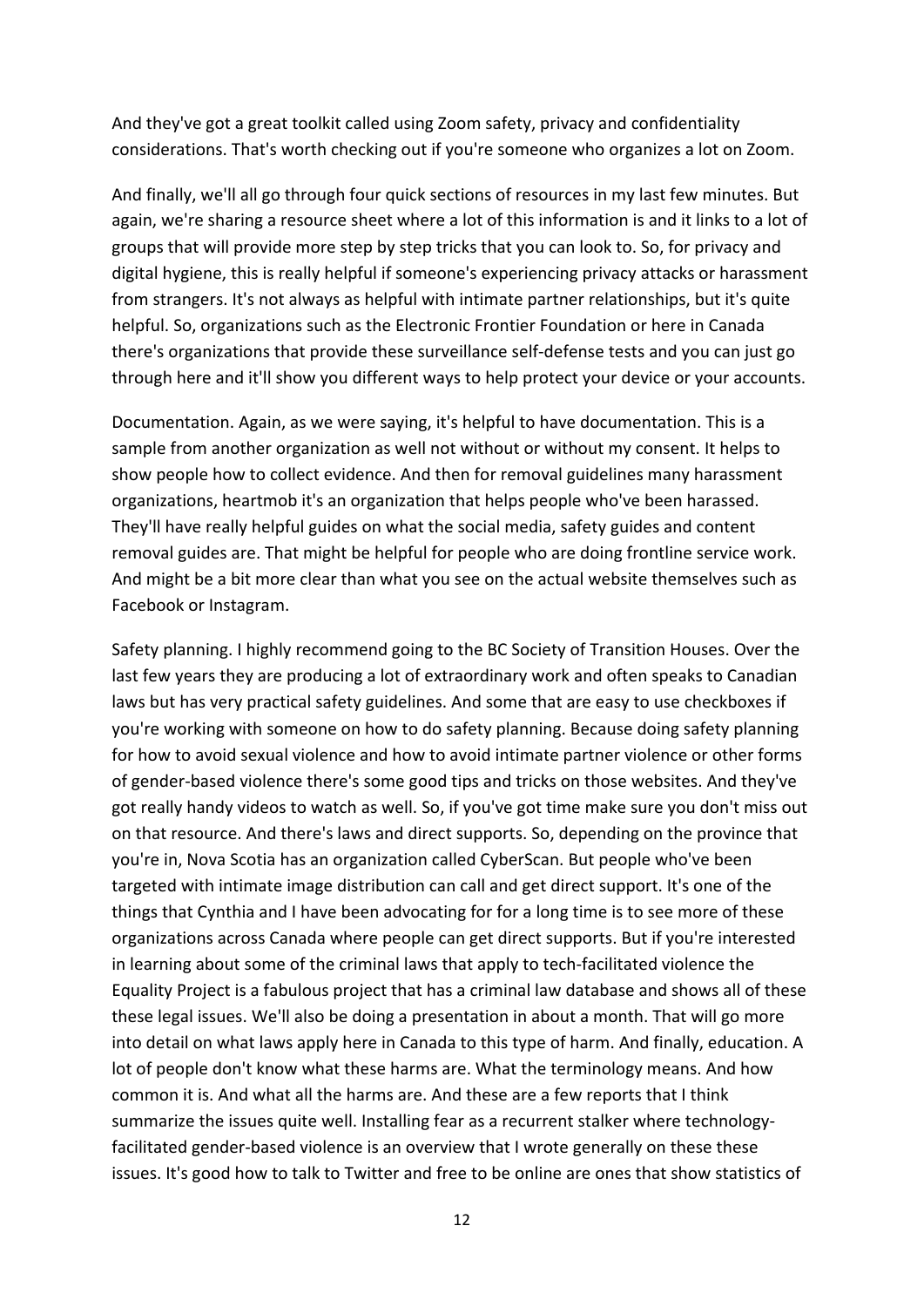And they've got a great toolkit called using Zoom safety, privacy and confidentiality considerations. That's worth checking out if you're someone who organizes a lot on Zoom.

And finally, we'll all go through four quick sections of resources in my last few minutes. But again, we're sharing a resource sheet where a lot of this information is and it links to a lot of groups that will provide more step by step tricks that you can look to. So, for privacy and digital hygiene, this is really helpful if someone's experiencing privacy attacks or harassment from strangers. It's not always as helpful with intimate partner relationships, but it's quite helpful. So, organizations such as the Electronic Frontier Foundation or here in Canada there's organizations that provide these surveillance self-defense tests and you can just go through here and it'll show you different ways to help protect your device or your accounts.

Documentation. Again, as we were saying, it's helpful to have documentation. This is a sample from another organization as well not without or without my consent. It helps to show people how to collect evidence. And then for removal guidelines many harassment organizations, heartmob it's an organization that helps people who've been harassed. They'll have really helpful guides on what the social media, safety guides and content removal guides are. That might be helpful for people who are doing frontline service work. And might be a bit more clear than what you see on the actual website themselves such as Facebook or Instagram.

Safety planning. I highly recommend going to the BC Society of Transition Houses. Over the last few years they are producing a lot of extraordinary work and often speaks to Canadian laws but has very practical safety guidelines. And some that are easy to use checkboxes if you're working with someone on how to do safety planning. Because doing safety planning for how to avoid sexual violence and how to avoid intimate partner violence or other forms of gender-based violence there's some good tips and tricks on those websites. And they've got really handy videos to watch as well. So, if you've got time make sure you don't miss out on that resource. And there's laws and direct supports. So, depending on the province that you're in, Nova Scotia has an organization called CyberScan. But people who've been targeted with intimate image distribution can call and get direct support. It's one of the things that Cynthia and I have been advocating for for a long time is to see more of these organizations across Canada where people can get direct supports. But if you're interested in learning about some of the criminal laws that apply to tech-facilitated violence the Equality Project is a fabulous project that has a criminal law database and shows all of these these legal issues. We'll also be doing a presentation in about a month. That will go more into detail on what laws apply here in Canada to this type of harm. And finally, education. A lot of people don't know what these harms are. What the terminology means. And how common it is. And what all the harms are. And these are a few reports that I think summarize the issues quite well. Installing fear as a recurrent stalker where technology-facilitated gender-based violence is an overview that I wrote generally on these these issues. It's good how to talk to Twitter and free to be online are ones that show statistics of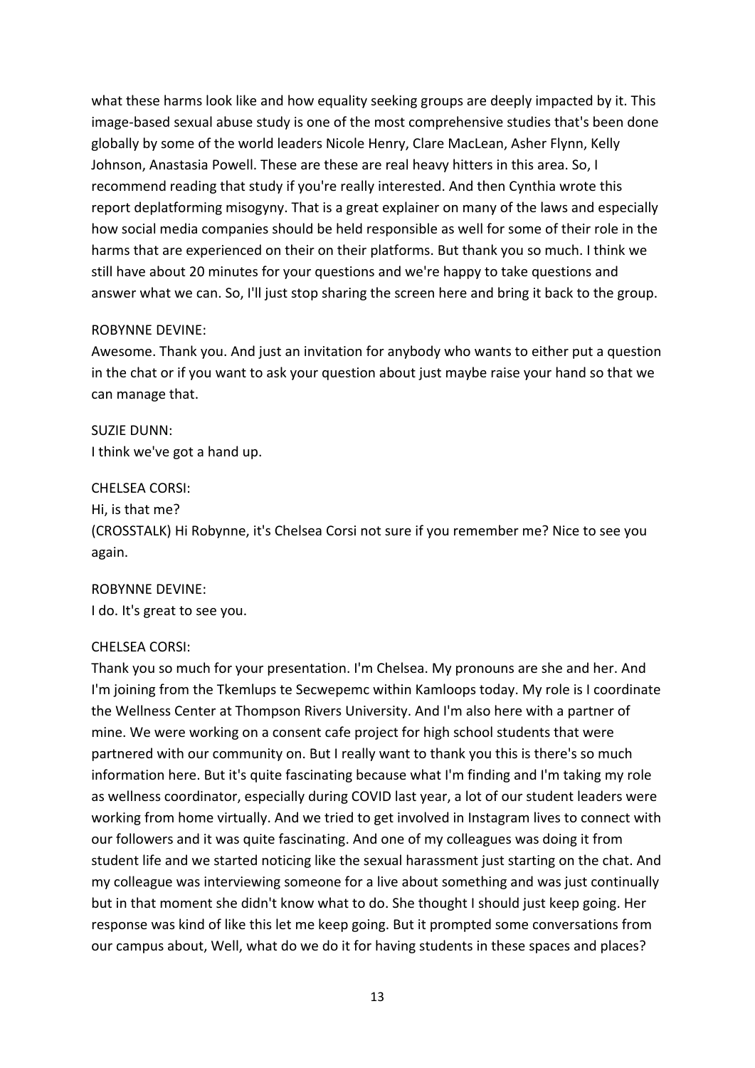what these harms look like and how equality seeking groups are deeply impacted by it. This image-based sexual abuse study is one of the most comprehensive studies that's been done globally by some of the world leaders Nicole Henry, Clare MacLean, Asher Flynn, Kelly Johnson, Anastasia Powell. These are these are real heavy hitters in this area. So, I recommend reading that study if you're really interested. And then Cynthia wrote this report deplatforming misogyny. That is a great explainer on many of the laws and especially how social media companies should be held responsible as well for some of their role in the harms that are experienced on their on their platforms. But thank you so much. I think we still have about 20 minutes for your questions and we're happy to take questions and answer what we can. So, I'll just stop sharing the screen here and bring it back to the group.

ROBYNNE DEVINE:
Awesome. Thank you. And just an invitation for anybody who wants to either put a question in the chat or if you want to ask your question about just maybe raise your hand so that we can manage that.

SUZIE DUNN:
I think we've got a hand up.

CHELSEA CORSI:
Hi, is that me?
(CROSSTALK) Hi Robynne, it's Chelsea Corsi not sure if you remember me? Nice to see you again.

ROBYNNE DEVINE:
I do. It's great to see you.

CHELSEA CORSI:
Thank you so much for your presentation. I'm Chelsea. My pronouns are she and her. And I'm joining from the Tkemlups te Secwepemc within Kamloops today. My role is I coordinate the Wellness Center at Thompson Rivers University. And I'm also here with a partner of mine. We were working on a consent cafe project for high school students that were partnered with our community on. But I really want to thank you this is there's so much information here. But it's quite fascinating because what I'm finding and I'm taking my role as wellness coordinator, especially during COVID last year, a lot of our student leaders were working from home virtually. And we tried to get involved in Instagram lives to connect with our followers and it was quite fascinating. And one of my colleagues was doing it from student life and we started noticing like the sexual harassment just starting on the chat. And my colleague was interviewing someone for a live about something and was just continually but in that moment she didn't know what to do. She thought I should just keep going. Her response was kind of like this let me keep going. But it prompted some conversations from our campus about, Well, what do we do it for having students in these spaces and places?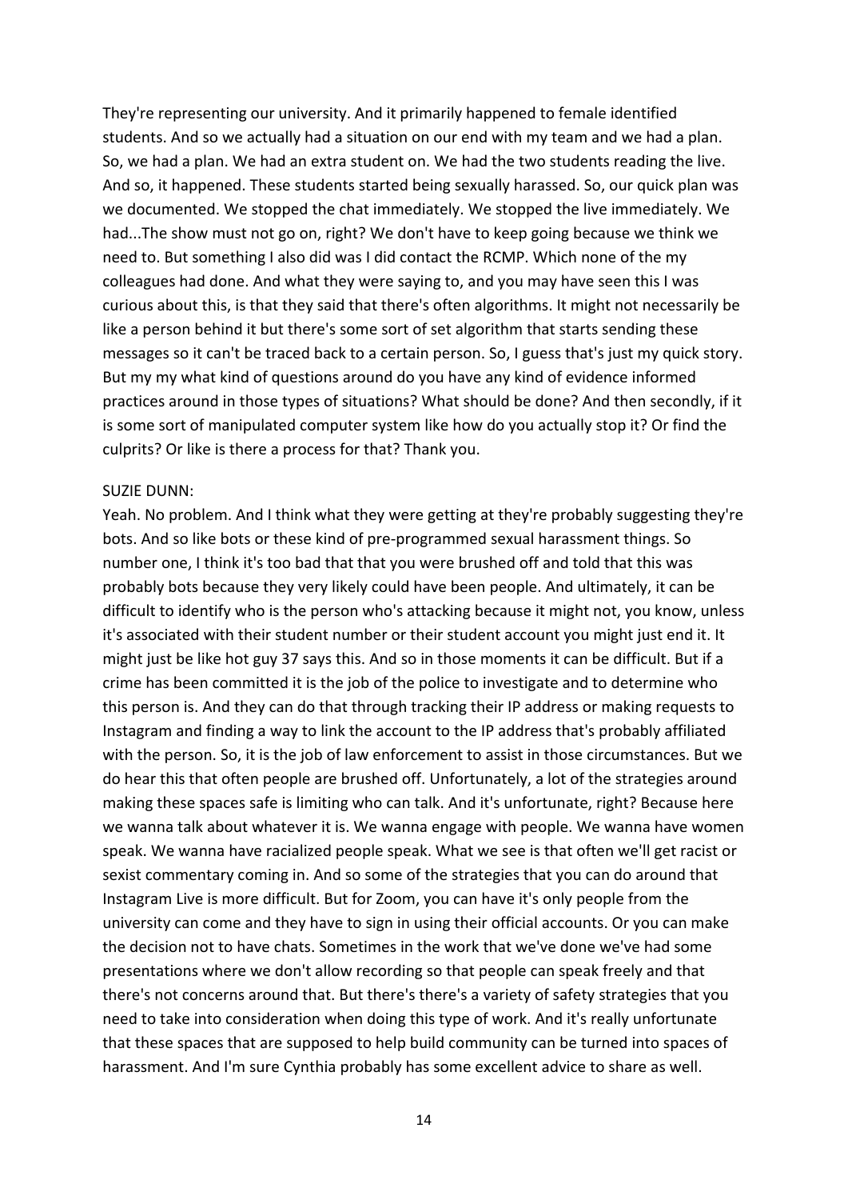They're representing our university. And it primarily happened to female identified students. And so we actually had a situation on our end with my team and we had a plan. So, we had a plan. We had an extra student on. We had the two students reading the live. And so, it happened. These students started being sexually harassed. So, our quick plan was we documented. We stopped the chat immediately. We stopped the live immediately. We had...The show must not go on, right? We don't have to keep going because we think we need to. But something I also did was I did contact the RCMP. Which none of the my colleagues had done. And what they were saying to, and you may have seen this I was curious about this, is that they said that there's often algorithms. It might not necessarily be like a person behind it but there's some sort of set algorithm that starts sending these messages so it can't be traced back to a certain person. So, I guess that's just my quick story. But my my what kind of questions around do you have any kind of evidence informed practices around in those types of situations? What should be done? And then secondly, if it is some sort of manipulated computer system like how do you actually stop it? Or find the culprits? Or like is there a process for that? Thank you.

SUZIE DUNN:
Yeah. No problem. And I think what they were getting at they're probably suggesting they're bots. And so like bots or these kind of pre-programmed sexual harassment things. So number one, I think it's too bad that that you were brushed off and told that this was probably bots because they very likely could have been people. And ultimately, it can be difficult to identify who is the person who's attacking because it might not, you know, unless it's associated with their student number or their student account you might just end it. It might just be like hot guy 37 says this. And so in those moments it can be difficult. But if a crime has been committed it is the job of the police to investigate and to determine who this person is. And they can do that through tracking their IP address or making requests to Instagram and finding a way to link the account to the IP address that's probably affiliated with the person. So, it is the job of law enforcement to assist in those circumstances. But we do hear this that often people are brushed off. Unfortunately, a lot of the strategies around making these spaces safe is limiting who can talk. And it's unfortunate, right? Because here we wanna talk about whatever it is. We wanna engage with people. We wanna have women speak. We wanna have racialized people speak. What we see is that often we'll get racist or sexist commentary coming in. And so some of the strategies that you can do around that Instagram Live is more difficult. But for Zoom, you can have it's only people from the university can come and they have to sign in using their official accounts. Or you can make the decision not to have chats. Sometimes in the work that we've done we've had some presentations where we don't allow recording so that people can speak freely and that there's not concerns around that. But there's there's a variety of safety strategies that you need to take into consideration when doing this type of work. And it's really unfortunate that these spaces that are supposed to help build community can be turned into spaces of harassment. And I'm sure Cynthia probably has some excellent advice to share as well.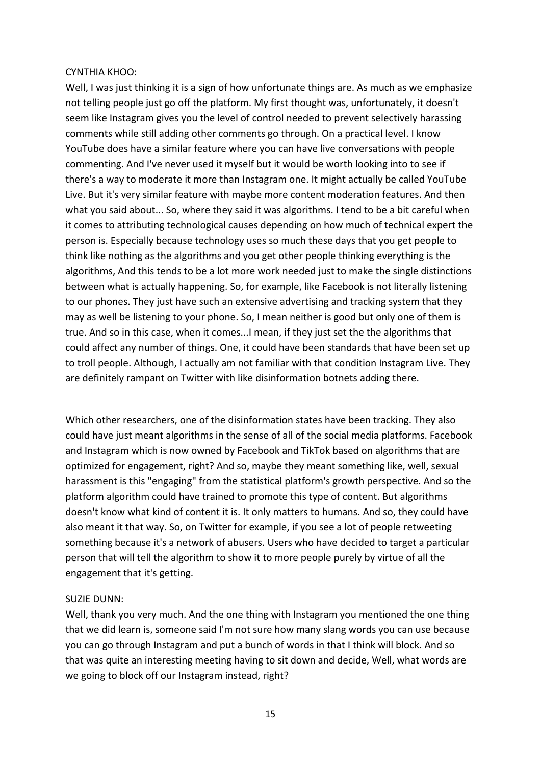CYNTHIA KHOO:

Well, I was just thinking it is a sign of how unfortunate things are. As much as we emphasize not telling people just go off the platform. My first thought was, unfortunately, it doesn't seem like Instagram gives you the level of control needed to prevent selectively harassing comments while still adding other comments go through. On a practical level. I know YouTube does have a similar feature where you can have live conversations with people commenting. And I've never used it myself but it would be worth looking into to see if there's a way to moderate it more than Instagram one. It might actually be called YouTube Live. But it's very similar feature with maybe more content moderation features. And then what you said about... So, where they said it was algorithms. I tend to be a bit careful when it comes to attributing technological causes depending on how much of technical expert the person is. Especially because technology uses so much these days that you get people to think like nothing as the algorithms and you get other people thinking everything is the algorithms, And this tends to be a lot more work needed just to make the single distinctions between what is actually happening. So, for example, like Facebook is not literally listening to our phones. They just have such an extensive advertising and tracking system that they may as well be listening to your phone. So, I mean neither is good but only one of them is true. And so in this case, when it comes...I mean, if they just set the the algorithms that could affect any number of things. One, it could have been standards that have been set up to troll people. Although, I actually am not familiar with that condition Instagram Live. They are definitely rampant on Twitter with like disinformation botnets adding there.

Which other researchers, one of the disinformation states have been tracking. They also could have just meant algorithms in the sense of all of the social media platforms. Facebook and Instagram which is now owned by Facebook and TikTok based on algorithms that are optimized for engagement, right? And so, maybe they meant something like, well, sexual harassment is this "engaging" from the statistical platform's growth perspective. And so the platform algorithm could have trained to promote this type of content. But algorithms doesn't know what kind of content it is. It only matters to humans. And so, they could have also meant it that way. So, on Twitter for example, if you see a lot of people retweeting something because it's a network of abusers. Users who have decided to target a particular person that will tell the algorithm to show it to more people purely by virtue of all the engagement that it's getting.

SUZIE DUNN:

Well, thank you very much. And the one thing with Instagram you mentioned the one thing that we did learn is, someone said I'm not sure how many slang words you can use because you can go through Instagram and put a bunch of words in that I think will block. And so that was quite an interesting meeting having to sit down and decide, Well, what words are we going to block off our Instagram instead, right?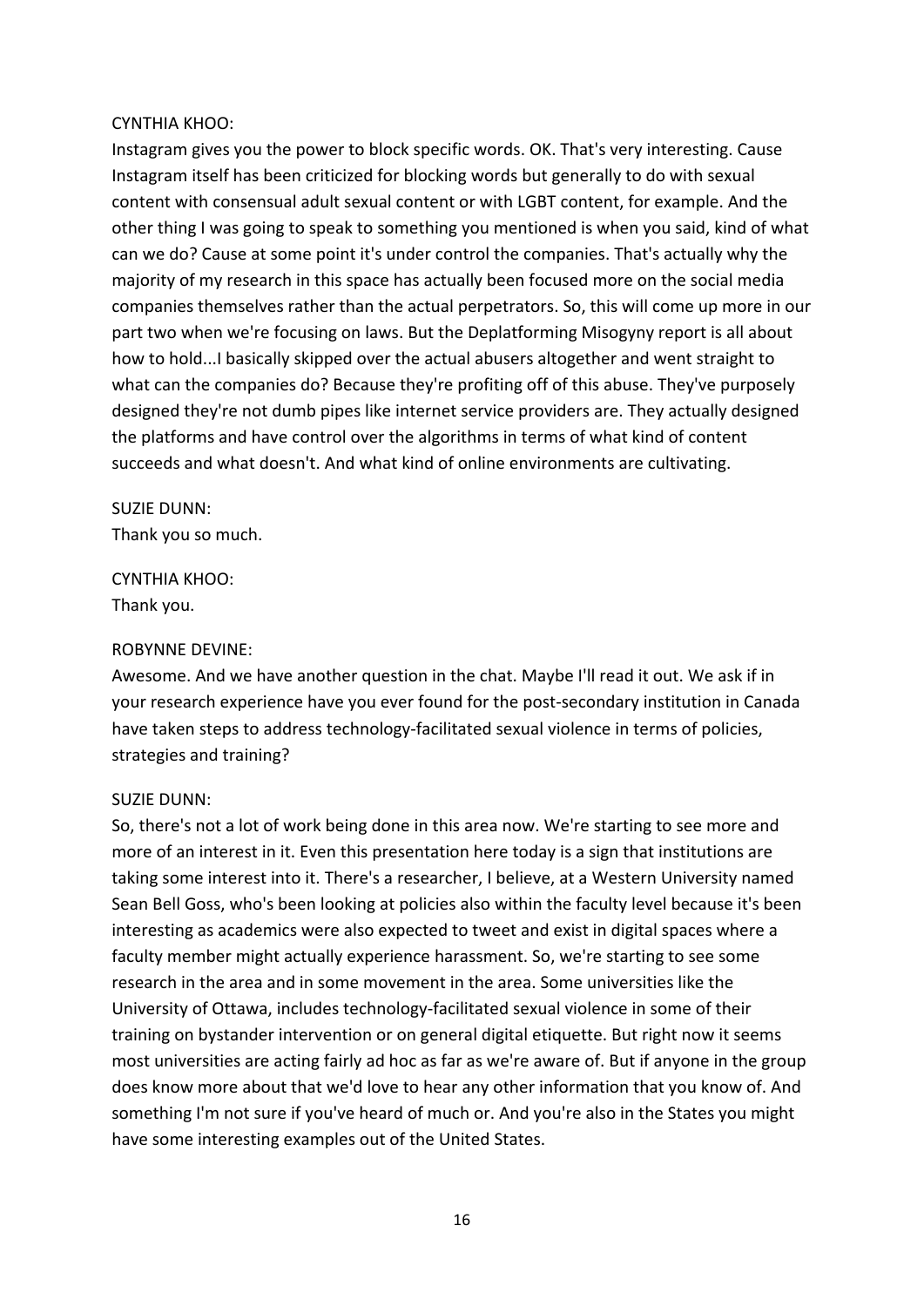CYNTHIA KHOO:

Instagram gives you the power to block specific words. OK. That's very interesting. Cause Instagram itself has been criticized for blocking words but generally to do with sexual content with consensual adult sexual content or with LGBT content, for example. And the other thing I was going to speak to something you mentioned is when you said, kind of what can we do? Cause at some point it's under control the companies. That's actually why the majority of my research in this space has actually been focused more on the social media companies themselves rather than the actual perpetrators. So, this will come up more in our part two when we're focusing on laws. But the Deplatforming Misogyny report is all about how to hold...I basically skipped over the actual abusers altogether and went straight to what can the companies do? Because they're profiting off of this abuse. They've purposely designed they're not dumb pipes like internet service providers are. They actually designed the platforms and have control over the algorithms in terms of what kind of content succeeds and what doesn't. And what kind of online environments are cultivating.

SUZIE DUNN:

Thank you so much.

CYNTHIA KHOO:

Thank you.

ROBYNNE DEVINE:

Awesome. And we have another question in the chat. Maybe I'll read it out. We ask if in your research experience have you ever found for the post-secondary institution in Canada have taken steps to address technology-facilitated sexual violence in terms of policies, strategies and training?

SUZIE DUNN:

So, there's not a lot of work being done in this area now. We're starting to see more and more of an interest in it. Even this presentation here today is a sign that institutions are taking some interest into it. There's a researcher, I believe, at a Western University named Sean Bell Goss, who's been looking at policies also within the faculty level because it's been interesting as academics were also expected to tweet and exist in digital spaces where a faculty member might actually experience harassment. So, we're starting to see some research in the area and in some movement in the area. Some universities like the University of Ottawa, includes technology-facilitated sexual violence in some of their training on bystander intervention or on general digital etiquette. But right now it seems most universities are acting fairly ad hoc as far as we're aware of. But if anyone in the group does know more about that we'd love to hear any other information that you know of. And something I'm not sure if you've heard of much or. And you're also in the States you might have some interesting examples out of the United States.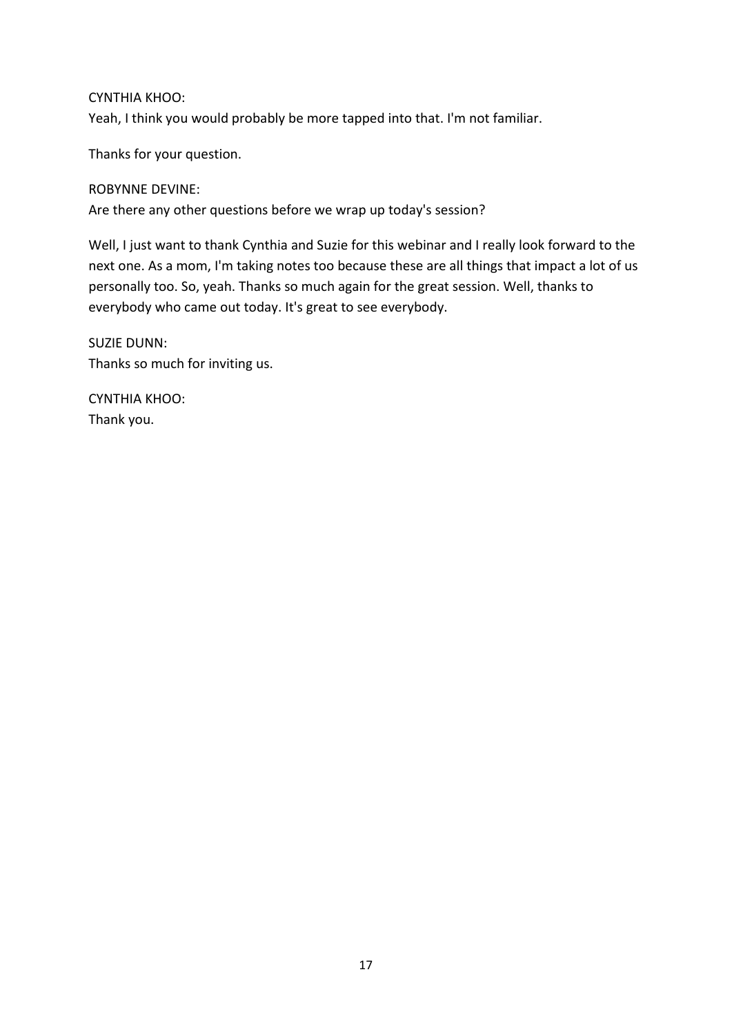CYNTHIA KHOO:
Yeah, I think you would probably be more tapped into that. I'm not familiar.

Thanks for your question.

ROBYNNE DEVINE:
Are there any other questions before we wrap up today's session?

Well, I just want to thank Cynthia and Suzie for this webinar and I really look forward to the next one. As a mom, I'm taking notes too because these are all things that impact a lot of us personally too. So, yeah. Thanks so much again for the great session. Well, thanks to everybody who came out today. It's great to see everybody.

SUZIE DUNN:
Thanks so much for inviting us.

CYNTHIA KHOO:
Thank you.